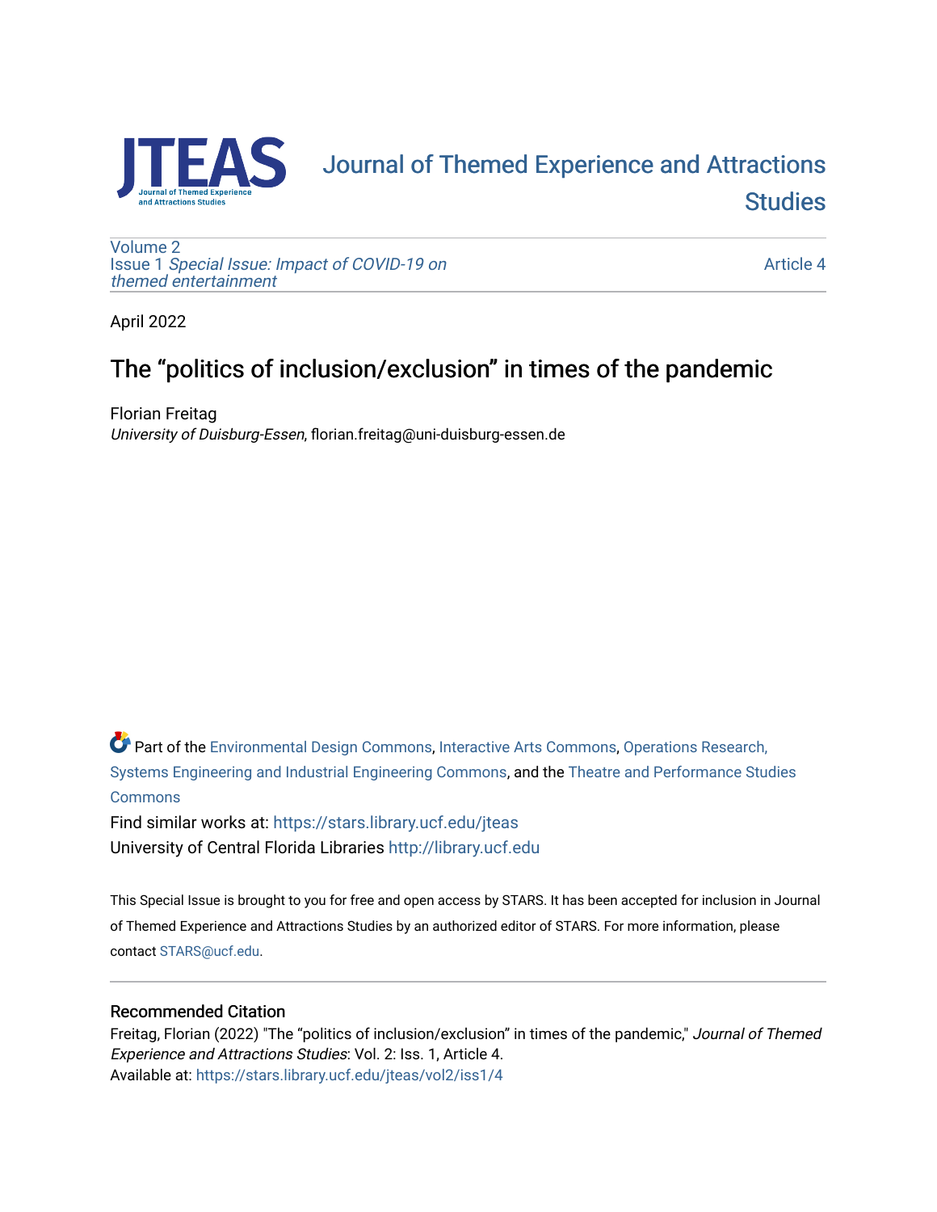# Journal of Themed Experience and Attractions Studies

Volume 2
Issue 1 *Special Issue: Impact of COVID-19 on themed entertainment*

Article 4

April 2022

## The "politics of inclusion/exclusion" in times of the pandemic

Florian Freitag
*University of Duisburg-Essen*, florian.freitag@uni-duisburg-essen.de

Part of the Environmental Design Commons, Interactive Arts Commons, Operations Research, Systems Engineering and Industrial Engineering Commons, and the Theatre and Performance Studies Commons

Find similar works at: https://stars.library.ucf.edu/jteas
University of Central Florida Libraries http://library.ucf.edu

This Special Issue is brought to you for free and open access by STARS. It has been accepted for inclusion in Journal of Themed Experience and Attractions Studies by an authorized editor of STARS. For more information, please contact STARS@ucf.edu.

### Recommended Citation

Freitag, Florian (2022) "The "politics of inclusion/exclusion" in times of the pandemic," *Journal of Themed Experience and Attractions Studies*: Vol. 2: Iss. 1, Article 4.
Available at: https://stars.library.ucf.edu/jteas/vol2/iss1/4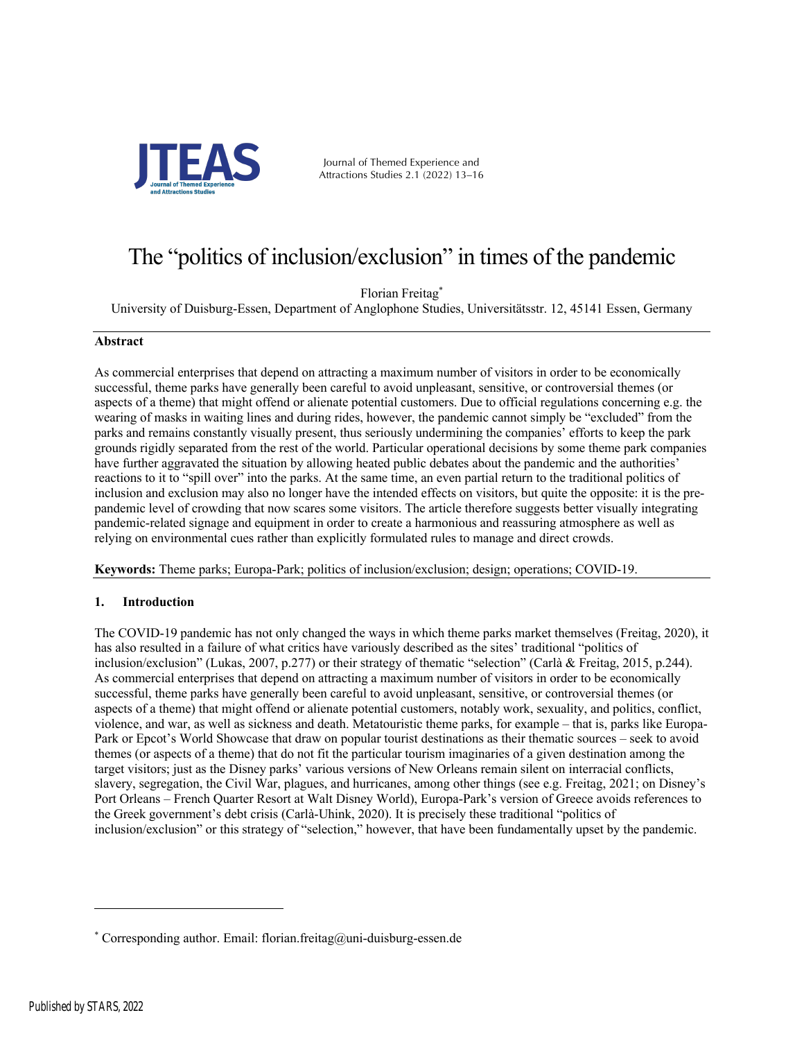# The "politics of inclusion/exclusion" in times of the pandemic

Florian Freitag*

University of Duisburg-Essen, Department of Anglophone Studies, Universitätsstr. 12, 45141 Essen, Germany

**Abstract**

As commercial enterprises that depend on attracting a maximum number of visitors in order to be economically successful, theme parks have generally been careful to avoid unpleasant, sensitive, or controversial themes (or aspects of a theme) that might offend or alienate potential customers. Due to official regulations concerning e.g. the wearing of masks in waiting lines and during rides, however, the pandemic cannot simply be "excluded" from the parks and remains constantly visually present, thus seriously undermining the companies' efforts to keep the park grounds rigidly separated from the rest of the world. Particular operational decisions by some theme park companies have further aggravated the situation by allowing heated public debates about the pandemic and the authorities' reactions to it to "spill over" into the parks. At the same time, an even partial return to the traditional politics of inclusion and exclusion may also no longer have the intended effects on visitors, but quite the opposite: it is the pre-pandemic level of crowding that now scares some visitors. The article therefore suggests better visually integrating pandemic-related signage and equipment in order to create a harmonious and reassuring atmosphere as well as relying on environmental cues rather than explicitly formulated rules to manage and direct crowds.

**Keywords:** Theme parks; Europa-Park; politics of inclusion/exclusion; design; operations; COVID-19.

## 1. Introduction

The COVID-19 pandemic has not only changed the ways in which theme parks market themselves (Freitag, 2020), it has also resulted in a failure of what critics have variously described as the sites' traditional "politics of inclusion/exclusion" (Lukas, 2007, p.277) or their strategy of thematic "selection" (Carlà & Freitag, 2015, p.244). As commercial enterprises that depend on attracting a maximum number of visitors in order to be economically successful, theme parks have generally been careful to avoid unpleasant, sensitive, or controversial themes (or aspects of a theme) that might offend or alienate potential customers, notably work, sexuality, and politics, conflict, violence, and war, as well as sickness and death. Metatouristic theme parks, for example – that is, parks like Europa-Park or Epcot's World Showcase that draw on popular tourist destinations as their thematic sources – seek to avoid themes (or aspects of a theme) that do not fit the particular tourism imaginaries of a given destination among the target visitors; just as the Disney parks' various versions of New Orleans remain silent on interracial conflicts, slavery, segregation, the Civil War, plagues, and hurricanes, among other things (see e.g. Freitag, 2021; on Disney's Port Orleans – French Quarter Resort at Walt Disney World), Europa-Park's version of Greece avoids references to the Greek government's debt crisis (Carlà-Uhink, 2020). It is precisely these traditional "politics of inclusion/exclusion" or this strategy of "selection," however, that have been fundamentally upset by the pandemic.

---

* Corresponding author. Email: florian.freitag@uni-duisburg-essen.de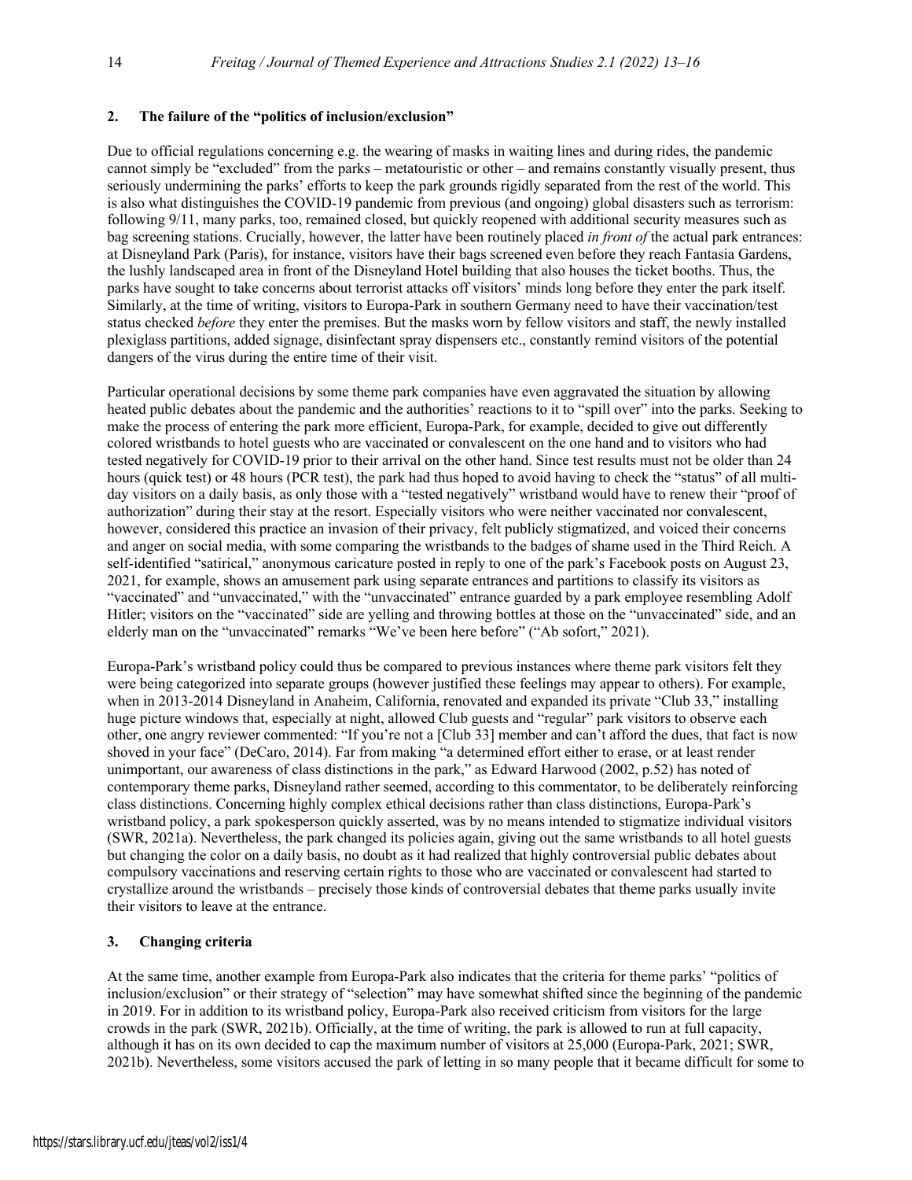## 2. The failure of the "politics of inclusion/exclusion"

Due to official regulations concerning e.g. the wearing of masks in waiting lines and during rides, the pandemic cannot simply be "excluded" from the parks – metatouristic or other – and remains constantly visually present, thus seriously undermining the parks' efforts to keep the park grounds rigidly separated from the rest of the world. This is also what distinguishes the COVID-19 pandemic from previous (and ongoing) global disasters such as terrorism: following 9/11, many parks, too, remained closed, but quickly reopened with additional security measures such as bag screening stations. Crucially, however, the latter have been routinely placed *in front of* the actual park entrances: at Disneyland Park (Paris), for instance, visitors have their bags screened even before they reach Fantasia Gardens, the lushly landscaped area in front of the Disneyland Hotel building that also houses the ticket booths. Thus, the parks have sought to take concerns about terrorist attacks off visitors' minds long before they enter the park itself. Similarly, at the time of writing, visitors to Europa-Park in southern Germany need to have their vaccination/test status checked *before* they enter the premises. But the masks worn by fellow visitors and staff, the newly installed plexiglass partitions, added signage, disinfectant spray dispensers etc., constantly remind visitors of the potential dangers of the virus during the entire time of their visit.

Particular operational decisions by some theme park companies have even aggravated the situation by allowing heated public debates about the pandemic and the authorities' reactions to it to "spill over" into the parks. Seeking to make the process of entering the park more efficient, Europa-Park, for example, decided to give out differently colored wristbands to hotel guests who are vaccinated or convalescent on the one hand and to visitors who had tested negatively for COVID-19 prior to their arrival on the other hand. Since test results must not be older than 24 hours (quick test) or 48 hours (PCR test), the park had thus hoped to avoid having to check the "status" of all multi-day visitors on a daily basis, as only those with a "tested negatively" wristband would have to renew their "proof of authorization" during their stay at the resort. Especially visitors who were neither vaccinated nor convalescent, however, considered this practice an invasion of their privacy, felt publicly stigmatized, and voiced their concerns and anger on social media, with some comparing the wristbands to the badges of shame used in the Third Reich. A self-identified "satirical," anonymous caricature posted in reply to one of the park's Facebook posts on August 23, 2021, for example, shows an amusement park using separate entrances and partitions to classify its visitors as "vaccinated" and "unvaccinated," with the "unvaccinated" entrance guarded by a park employee resembling Adolf Hitler; visitors on the "vaccinated" side are yelling and throwing bottles at those on the "unvaccinated" side, and an elderly man on the "unvaccinated" remarks "We've been here before" ("Ab sofort," 2021).

Europa-Park's wristband policy could thus be compared to previous instances where theme park visitors felt they were being categorized into separate groups (however justified these feelings may appear to others). For example, when in 2013-2014 Disneyland in Anaheim, California, renovated and expanded its private "Club 33," installing huge picture windows that, especially at night, allowed Club guests and "regular" park visitors to observe each other, one angry reviewer commented: "If you're not a [Club 33] member and can't afford the dues, that fact is now shoved in your face" (DeCaro, 2014). Far from making "a determined effort either to erase, or at least render unimportant, our awareness of class distinctions in the park," as Edward Harwood (2002, p.52) has noted of contemporary theme parks, Disneyland rather seemed, according to this commentator, to be deliberately reinforcing class distinctions. Concerning highly complex ethical decisions rather than class distinctions, Europa-Park's wristband policy, a park spokesperson quickly asserted, was by no means intended to stigmatize individual visitors (SWR, 2021a). Nevertheless, the park changed its policies again, giving out the same wristbands to all hotel guests but changing the color on a daily basis, no doubt as it had realized that highly controversial public debates about compulsory vaccinations and reserving certain rights to those who are vaccinated or convalescent had started to crystallize around the wristbands – precisely those kinds of controversial debates that theme parks usually invite their visitors to leave at the entrance.

## 3. Changing criteria

At the same time, another example from Europa-Park also indicates that the criteria for theme parks' "politics of inclusion/exclusion" or their strategy of "selection" may have somewhat shifted since the beginning of the pandemic in 2019. For in addition to its wristband policy, Europa-Park also received criticism from visitors for the large crowds in the park (SWR, 2021b). Officially, at the time of writing, the park is allowed to run at full capacity, although it has on its own decided to cap the maximum number of visitors at 25,000 (Europa-Park, 2021; SWR, 2021b). Nevertheless, some visitors accused the park of letting in so many people that it became difficult for some to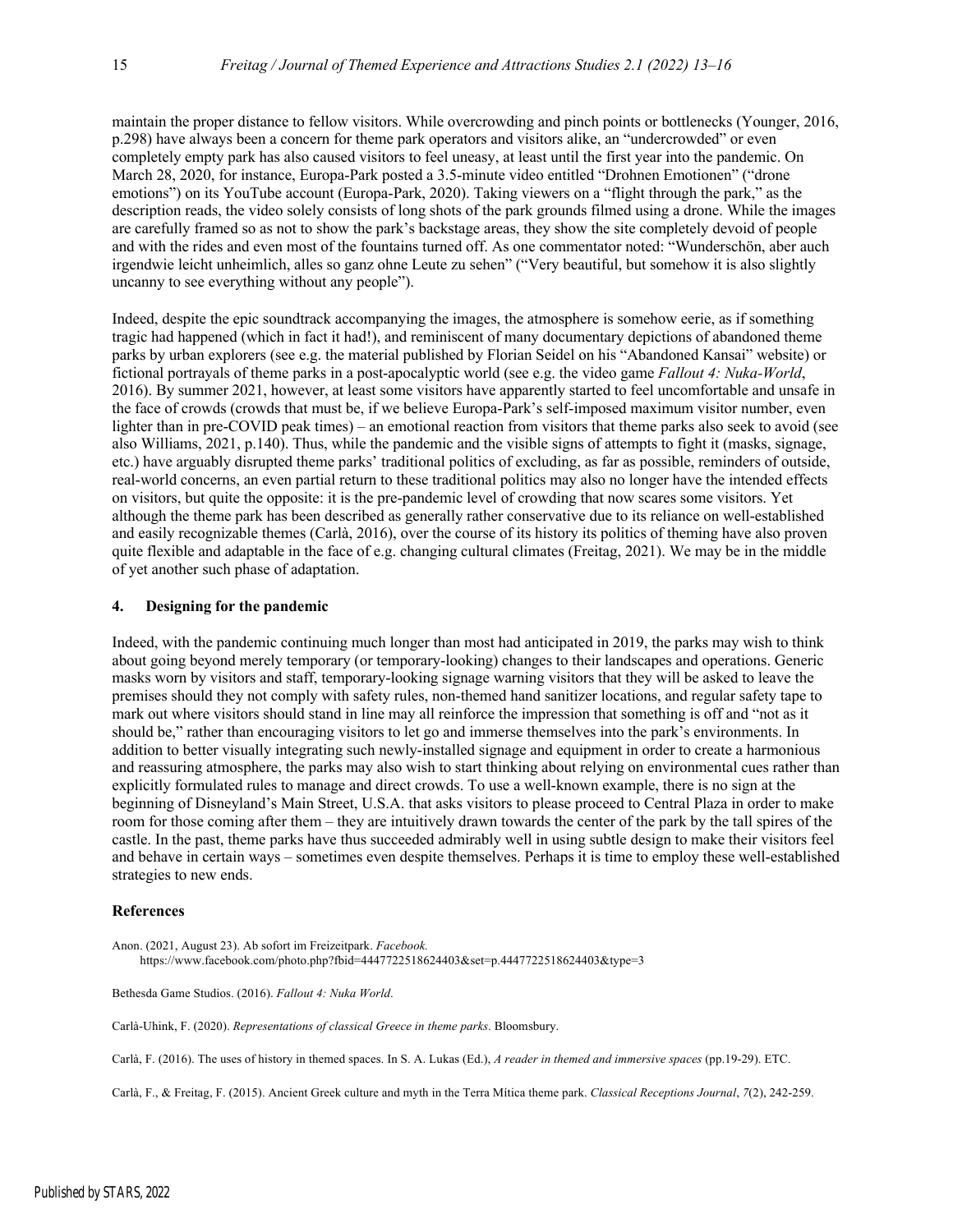maintain the proper distance to fellow visitors. While overcrowding and pinch points or bottlenecks (Younger, 2016, p.298) have always been a concern for theme park operators and visitors alike, an "undercrowded" or even completely empty park has also caused visitors to feel uneasy, at least until the first year into the pandemic. On March 28, 2020, for instance, Europa-Park posted a 3.5-minute video entitled "Drohnen Emotionen" ("drone emotions") on its YouTube account (Europa-Park, 2020). Taking viewers on a "flight through the park," as the description reads, the video solely consists of long shots of the park grounds filmed using a drone. While the images are carefully framed so as not to show the park's backstage areas, they show the site completely devoid of people and with the rides and even most of the fountains turned off. As one commentator noted: "Wunderschön, aber auch irgendwie leicht unheimlich, alles so ganz ohne Leute zu sehen" ("Very beautiful, but somehow it is also slightly uncanny to see everything without any people").

Indeed, despite the epic soundtrack accompanying the images, the atmosphere is somehow eerie, as if something tragic had happened (which in fact it had!), and reminiscent of many documentary depictions of abandoned theme parks by urban explorers (see e.g. the material published by Florian Seidel on his "Abandoned Kansai" website) or fictional portrayals of theme parks in a post-apocalyptic world (see e.g. the video game *Fallout 4: Nuka-World*, 2016). By summer 2021, however, at least some visitors have apparently started to feel uncomfortable and unsafe in the face of crowds (crowds that must be, if we believe Europa-Park's self-imposed maximum visitor number, even lighter than in pre-COVID peak times) – an emotional reaction from visitors that theme parks also seek to avoid (see also Williams, 2021, p.140). Thus, while the pandemic and the visible signs of attempts to fight it (masks, signage, etc.) have arguably disrupted theme parks' traditional politics of excluding, as far as possible, reminders of outside, real-world concerns, an even partial return to these traditional politics may also no longer have the intended effects on visitors, but quite the opposite: it is the pre-pandemic level of crowding that now scares some visitors. Yet although the theme park has been described as generally rather conservative due to its reliance on well-established and easily recognizable themes (Carlà, 2016), over the course of its history its politics of theming have also proven quite flexible and adaptable in the face of e.g. changing cultural climates (Freitag, 2021). We may be in the middle of yet another such phase of adaptation.

## 4. Designing for the pandemic

Indeed, with the pandemic continuing much longer than most had anticipated in 2019, the parks may wish to think about going beyond merely temporary (or temporary-looking) changes to their landscapes and operations. Generic masks worn by visitors and staff, temporary-looking signage warning visitors that they will be asked to leave the premises should they not comply with safety rules, non-themed hand sanitizer locations, and regular safety tape to mark out where visitors should stand in line may all reinforce the impression that something is off and "not as it should be," rather than encouraging visitors to let go and immerse themselves into the park's environments. In addition to better visually integrating such newly-installed signage and equipment in order to create a harmonious and reassuring atmosphere, the parks may also wish to start thinking about relying on environmental cues rather than explicitly formulated rules to manage and direct crowds. To use a well-known example, there is no sign at the beginning of Disneyland's Main Street, U.S.A. that asks visitors to please proceed to Central Plaza in order to make room for those coming after them – they are intuitively drawn towards the center of the park by the tall spires of the castle. In the past, theme parks have thus succeeded admirably well in using subtle design to make their visitors feel and behave in certain ways – sometimes even despite themselves. Perhaps it is time to employ these well-established strategies to new ends.

## References

Anon. (2021, August 23). Ab sofort im Freizeitpark. *Facebook.* https://www.facebook.com/photo.php?fbid=4447722518624403&set=p.4447722518624403&type=3

Bethesda Game Studios. (2016). *Fallout 4: Nuka World*.

Carlà-Uhink, F. (2020). *Representations of classical Greece in theme parks*. Bloomsbury.

Carlà, F. (2016). The uses of history in themed spaces. In S. A. Lukas (Ed.), *A reader in themed and immersive spaces* (pp.19-29). ETC.

Carlà, F., & Freitag, F. (2015). Ancient Greek culture and myth in the Terra Mítica theme park. *Classical Receptions Journal*, *7*(2), 242-259.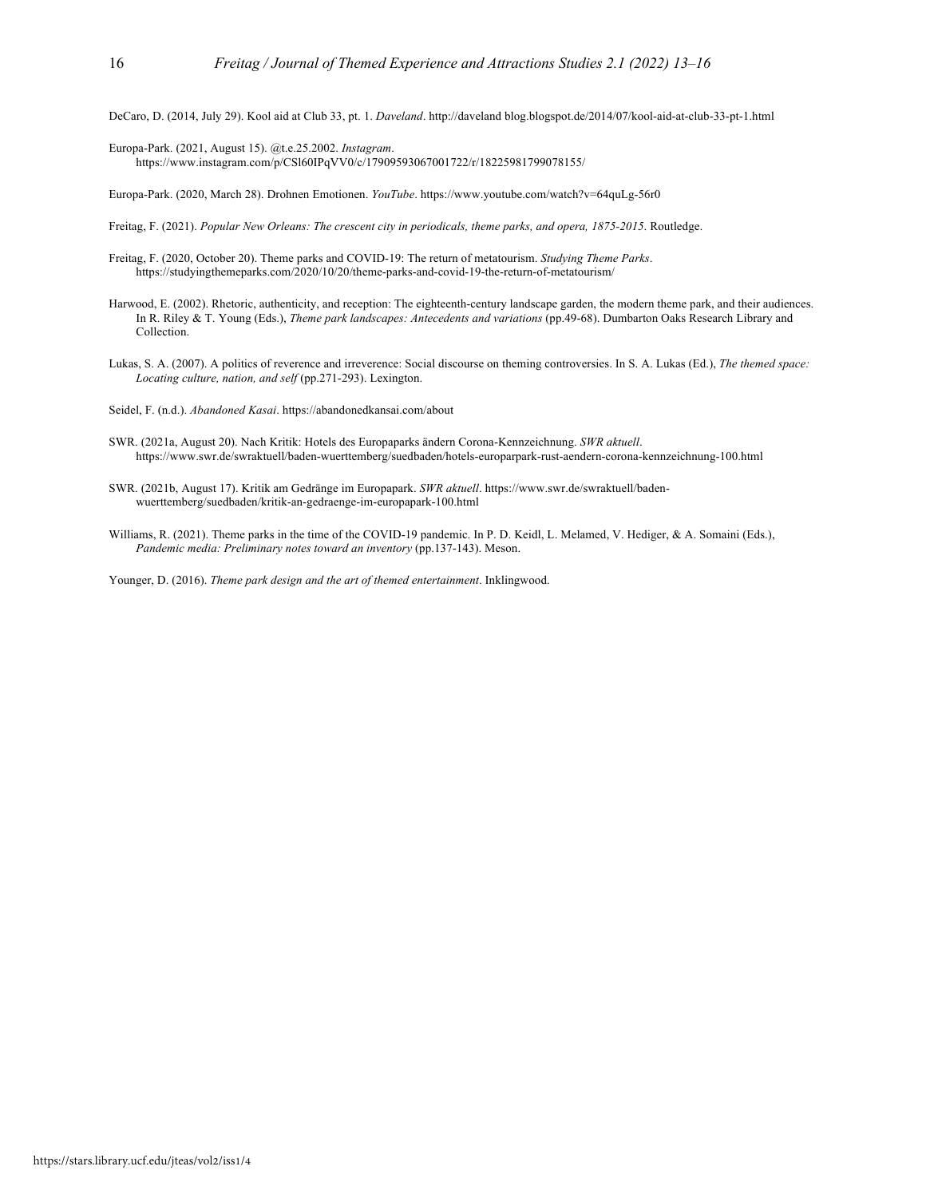DeCaro, D. (2014, July 29). Kool aid at Club 33, pt. 1. *Daveland*. http://daveland blog.blogspot.de/2014/07/kool-aid-at-club-33-pt-1.html

Europa-Park. (2021, August 15). @t.e.25.2002. *Instagram*. https://www.instagram.com/p/CSl60IPqVV0/c/17909593067001722/r/18225981799078155/

Europa-Park. (2020, March 28). Drohnen Emotionen. *YouTube*. https://www.youtube.com/watch?v=64quLg-56r0

Freitag, F. (2021). *Popular New Orleans: The crescent city in periodicals, theme parks, and opera, 1875-2015*. Routledge.

Freitag, F. (2020, October 20). Theme parks and COVID-19: The return of metatourism. *Studying Theme Parks*. https://studyingthemeparks.com/2020/10/20/theme-parks-and-covid-19-the-return-of-metatourism/

Harwood, E. (2002). Rhetoric, authenticity, and reception: The eighteenth-century landscape garden, the modern theme park, and their audiences. In R. Riley & T. Young (Eds.), *Theme park landscapes: Antecedents and variations* (pp.49-68). Dumbarton Oaks Research Library and Collection.

Lukas, S. A. (2007). A politics of reverence and irreverence: Social discourse on theming controversies. In S. A. Lukas (Ed.), *The themed space: Locating culture, nation, and self* (pp.271-293). Lexington.

Seidel, F. (n.d.). *Abandoned Kasai*. https://abandonedkansai.com/about

SWR. (2021a, August 20). Nach Kritik: Hotels des Europaparks ändern Corona-Kennzeichnung. *SWR aktuell*. https://www.swr.de/swraktuell/baden-wuerttemberg/suedbaden/hotels-europarpark-rust-aendern-corona-kennzeichnung-100.html

SWR. (2021b, August 17). Kritik am Gedränge im Europapark. *SWR aktuell*. https://www.swr.de/swraktuell/baden-wuerttemberg/suedbaden/kritik-an-gedraenge-im-europapark-100.html

Williams, R. (2021). Theme parks in the time of the COVID-19 pandemic. In P. D. Keidl, L. Melamed, V. Hediger, & A. Somaini (Eds.), *Pandemic media: Preliminary notes toward an inventory* (pp.137-143). Meson.

Younger, D. (2016). *Theme park design and the art of themed entertainment*. Inklingwood.